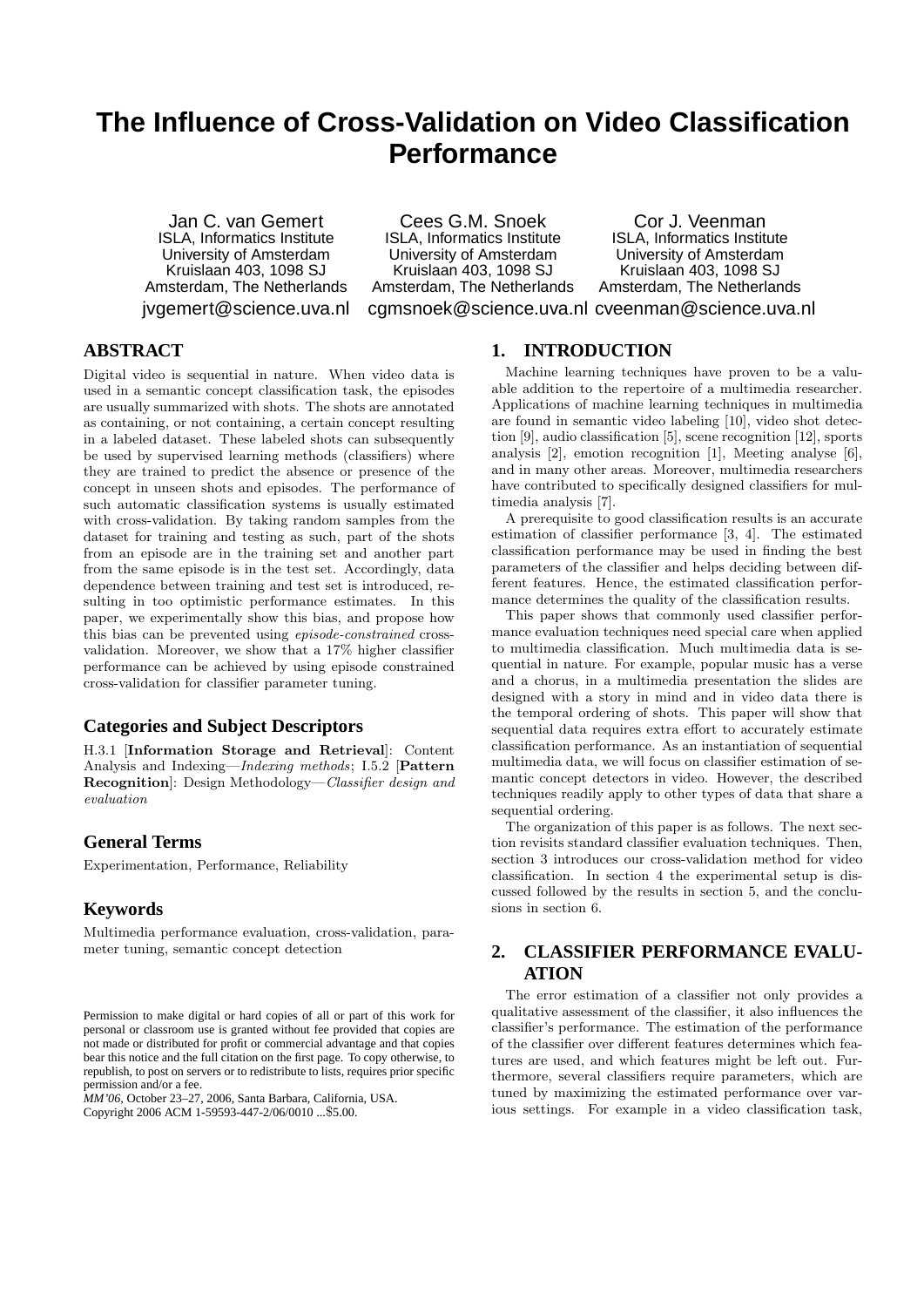# The Influence of Cross-Validation on Video Classification Performance

Jan C. van Gemert
ISLA, Informatics Institute
University of Amsterdam
Kruislaan 403, 1098 SJ
Amsterdam, The Netherlands
jvgemert@science.uva.nl

Cees G.M. Snoek
ISLA, Informatics Institute
University of Amsterdam
Kruislaan 403, 1098 SJ
Amsterdam, The Netherlands
cgmsnoek@science.uva.nl

Cor J. Veenman
ISLA, Informatics Institute
University of Amsterdam
Kruislaan 403, 1098 SJ
Amsterdam, The Netherlands
cveenman@science.uva.nl

## ABSTRACT

Digital video is sequential in nature. When video data is used in a semantic concept classification task, the episodes are usually summarized with shots. The shots are annotated as containing, or not containing, a certain concept resulting in a labeled dataset. These labeled shots can subsequently be used by supervised learning methods (classifiers) where they are trained to predict the absence or presence of the concept in unseen shots and episodes. The performance of such automatic classification systems is usually estimated with cross-validation. By taking random samples from the dataset for training and testing as such, part of the shots from an episode are in the training set and another part from the same episode is in the test set. Accordingly, data dependence between training and test set is introduced, resulting in too optimistic performance estimates. In this paper, we experimentally show this bias, and propose how this bias can be prevented using *episode-constrained* cross-validation. Moreover, we show that a 17% higher classifier performance can be achieved by using episode constrained cross-validation for classifier parameter tuning.

### Categories and Subject Descriptors

H.3.1 [**Information Storage and Retrieval**]: Content Analysis and Indexing—*Indexing methods*; I.5.2 [**Pattern Recognition**]: Design Methodology—*Classifier design and evaluation*

### General Terms

Experimentation, Performance, Reliability

### Keywords

Multimedia performance evaluation, cross-validation, parameter tuning, semantic concept detection

Permission to make digital or hard copies of all or part of this work for personal or classroom use is granted without fee provided that copies are not made or distributed for profit or commercial advantage and that copies bear this notice and the full citation on the first page. To copy otherwise, to republish, to post on servers or to redistribute to lists, requires prior specific permission and/or a fee.
*MM'06,* October 23–27, 2006, Santa Barbara, California, USA.
Copyright 2006 ACM 1-59593-447-2/06/0010 ...$5.00.

## 1. INTRODUCTION

Machine learning techniques have proven to be a valuable addition to the repertoire of a multimedia researcher. Applications of machine learning techniques in multimedia are found in semantic video labeling [10], video shot detection [9], audio classification [5], scene recognition [12], sports analysis [2], emotion recognition [1], Meeting analyse [6], and in many other areas. Moreover, multimedia researchers have contributed to specifically designed classifiers for multimedia analysis [7].

A prerequisite to good classification results is an accurate estimation of classifier performance [3, 4]. The estimated classification performance may be used in finding the best parameters of the classifier and helps deciding between different features. Hence, the estimated classification performance determines the quality of the classification results.

This paper shows that commonly used classifier performance evaluation techniques need special care when applied to multimedia classification. Much multimedia data is sequential in nature. For example, popular music has a verse and a chorus, in a multimedia presentation the slides are designed with a story in mind and in video data there is the temporal ordering of shots. This paper will show that sequential data requires extra effort to accurately estimate classification performance. As an instantiation of sequential multimedia data, we will focus on classifier estimation of semantic concept detectors in video. However, the described techniques readily apply to other types of data that share a sequential ordering.

The organization of this paper is as follows. The next section revisits standard classifier evaluation techniques. Then, section 3 introduces our cross-validation method for video classification. In section 4 the experimental setup is discussed followed by the results in section 5, and the conclusions in section 6.

## 2. CLASSIFIER PERFORMANCE EVALUATION

The error estimation of a classifier not only provides a qualitative assessment of the classifier, it also influences the classifier's performance. The estimation of the performance of the classifier over different features determines which features are used, and which features might be left out. Furthermore, several classifiers require parameters, which are tuned by maximizing the estimated performance over various settings. For example in a video classification task,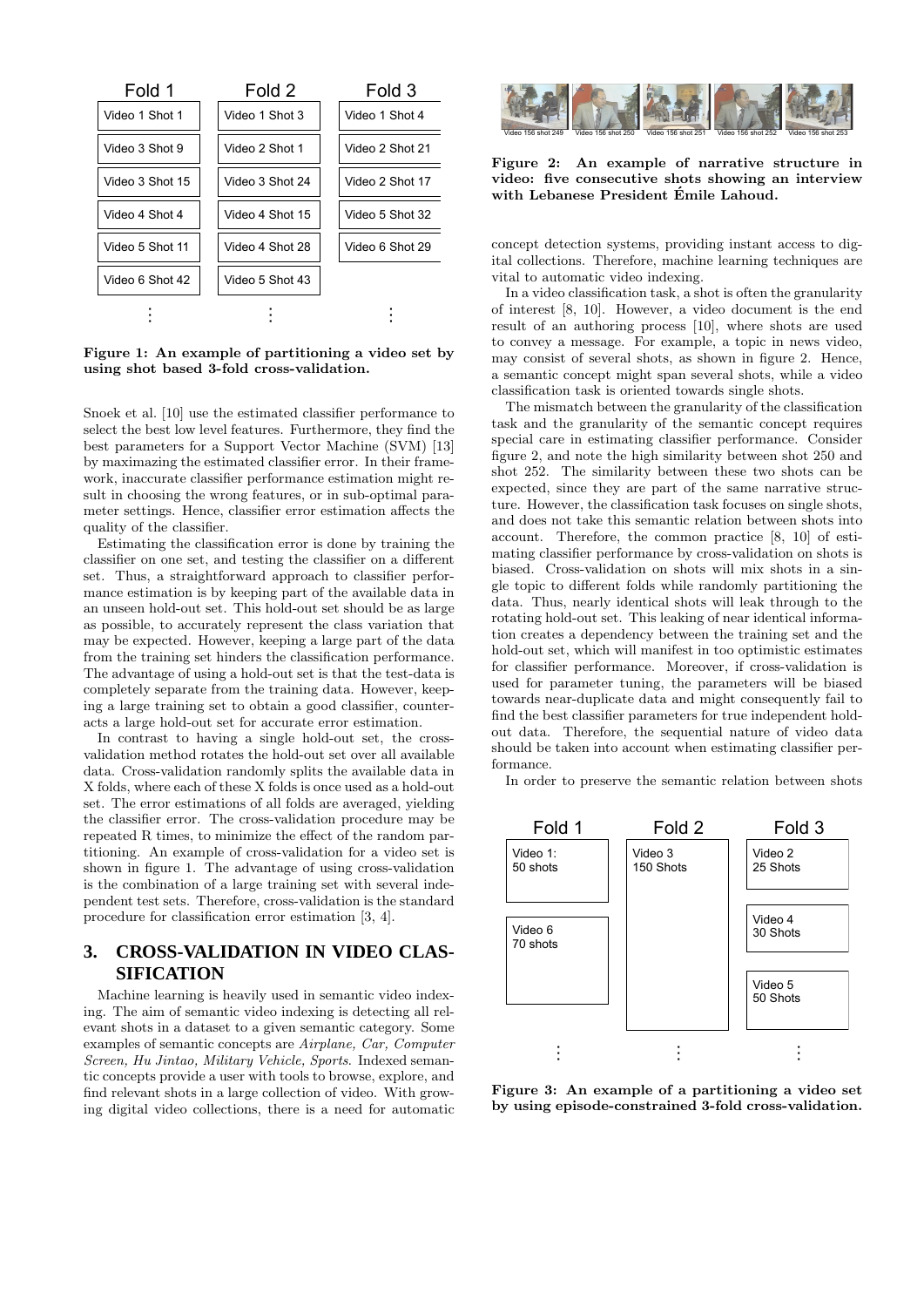| Fold 1 | Fold 2 | Fold 3 |
| --- | --- | --- |
| Video 1 Shot 1 | Video 1 Shot 3 | Video 1 Shot 4 |
| Video 3 Shot 9 | Video 2 Shot 1 | Video 2 Shot 21 |
| Video 3 Shot 15 | Video 3 Shot 24 | Video 2 Shot 17 |
| Video 4 Shot 4 | Video 4 Shot 15 | Video 5 Shot 32 |
| Video 5 Shot 11 | Video 4 Shot 28 | Video 6 Shot 29 |
| Video 6 Shot 42 | Video 5 Shot 43 | |
| ⋮ | ⋮ | ⋮ |

**Figure 1: An example of partitioning a video set by using shot based 3-fold cross-validation.**

Snoek et al. [10] use the estimated classifier performance to select the best low level features. Furthermore, they find the best parameters for a Support Vector Machine (SVM) [13] by maximazing the estimated classifier error. In their framework, inaccurate classifier performance estimation might result in choosing the wrong features, or in sub-optimal parameter settings. Hence, classifier error estimation affects the quality of the classifier.

Estimating the classification error is done by training the classifier on one set, and testing the classifier on a different set. Thus, a straightforward approach to classifier performance estimation is by keeping part of the available data in an unseen hold-out set. This hold-out set should be as large as possible, to accurately represent the class variation that may be expected. However, keeping a large part of the data from the training set hinders the classification performance. The advantage of using a hold-out set is that the test-data is completely separate from the training data. However, keeping a large training set to obtain a good classifier, counteracts a large hold-out set for accurate error estimation.

In contrast to having a single hold-out set, the cross-validation method rotates the hold-out set over all available data. Cross-validation randomly splits the available data in X folds, where each of these X folds is once used as a hold-out set. The error estimations of all folds are averaged, yielding the classifier error. The cross-validation procedure may be repeated R times, to minimize the effect of the random partitioning. An example of cross-validation for a video set is shown in figure 1. The advantage of using cross-validation is the combination of a large training set with several independent test sets. Therefore, cross-validation is the standard procedure for classification error estimation [3, 4].

## 3. CROSS-VALIDATION IN VIDEO CLASSIFICATION

Machine learning is heavily used in semantic video indexing. The aim of semantic video indexing is detecting all relevant shots in a dataset to a given semantic category. Some examples of semantic concepts are *Airplane, Car, Computer Screen, Hu Jintao, Military Vehicle, Sports*. Indexed semantic concepts provide a user with tools to browse, explore, and find relevant shots in a large collection of video. With growing digital video collections, there is a need for automatic concept detection systems, providing instant access to digital collections. Therefore, machine learning techniques are vital to automatic video indexing.

Video 156 shot 249 | Video 156 shot 250 | Video 156 shot 251 | Video 156 shot 252 | Video 156 shot 253

**Figure 2: An example of narrative structure in video: five consecutive shots showing an interview with Lebanese President Émile Lahoud.**

In a video classification task, a shot is often the granularity of interest [8, 10]. However, a video document is the end result of an authoring process [10], where shots are used to convey a message. For example, a topic in news video, may consist of several shots, as shown in figure 2. Hence, a semantic concept might span several shots, while a video classification task is oriented towards single shots.

The mismatch between the granularity of the classification task and the granularity of the semantic concept requires special care in estimating classifier performance. Consider figure 2, and note the high similarity between shot 250 and shot 252. The similarity between these two shots can be expected, since they are part of the same narrative structure. However, the classification task focuses on single shots, and does not take this semantic relation between shots into account. Therefore, the common practice [8, 10] of estimating classifier performance by cross-validation on shots is biased. Cross-validation on shots will mix shots in a single topic to different folds while randomly partitioning the data. Thus, nearly identical shots will leak through to the rotating hold-out set. This leaking of near identical information creates a dependency between the training set and the hold-out set, which will manifest in too optimistic estimates for classifier performance. Moreover, if cross-validation is used for parameter tuning, the parameters will be biased towards near-duplicate data and might consequently fail to find the best classifier parameters for true independent hold-out data. Therefore, the sequential nature of video data should be taken into account when estimating classifier performance.

In order to preserve the semantic relation between shots

| Fold 1 | Fold 2 | Fold 3 |
| --- | --- | --- |
| Video 1: 50 shots | Video 3 150 Shots | Video 2 25 Shots |
| Video 6 70 shots | | Video 4 30 Shots |
| | | Video 5 50 Shots |
| ⋮ | ⋮ | ⋮ |

**Figure 3: An example of a partitioning a video set by using episode-constrained 3-fold cross-validation.**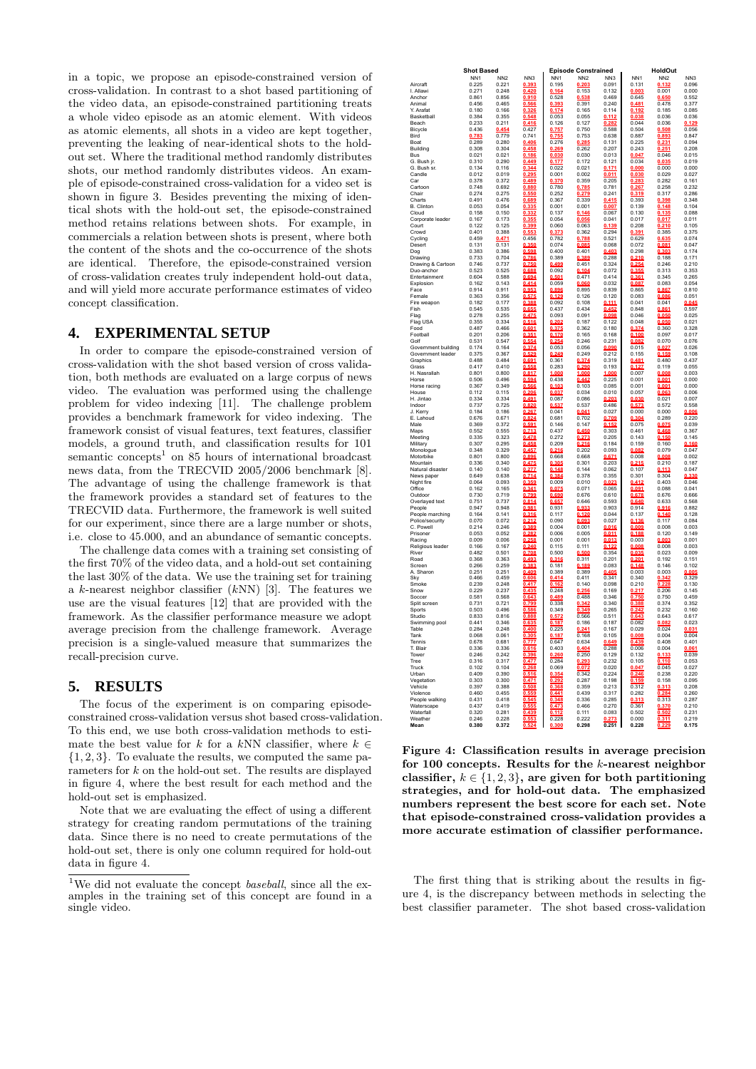in a topic, we propose an episode-constrained version of cross-validation. In contrast to a shot based partitioning of the video data, an episode-constrained partitioning treats a whole video episode as an atomic element. With videos as atomic elements, all shots in a video are kept together, preventing the leaking of near-identical shots to the hold-out set. Where the traditional method randomly distributes shots, our method randomly distributes videos. An example of episode-constrained cross-validation for a video set is shown in figure 3. Besides preventing the mixing of identical shots with the hold-out set, the episode-constrained method retains relations between shots. For example, in commercials a relation between shots is present, where both the content of the shots and the co-occurrence of the shots are identical. Therefore, the episode-constrained version of cross-validation creates truly independent hold-out data, and will yield more accurate performance estimates of video concept classification.

## 4. EXPERIMENTAL SETUP

In order to compare the episode-constrained version of cross-validation with the shot based version of cross validation, both methods are evaluated on a large corpus of news video. The evaluation was performed using the challenge problem for video indexing [11]. The challenge problem provides a benchmark framework for video indexing. The framework consist of visual features, text features, classifier models, a ground truth, and classification results for 101 semantic concepts[1] on 85 hours of international broadcast news data, from the TRECVID 2005/2006 benchmark [8]. The advantage of using the challenge framework is that the framework provides a standard set of features to the TRECVID data. Furthermore, the framework is well suited for our experiment, since there are a large number or shots, i.e. close to 45.000, and an abundance of semantic concepts.

The challenge data comes with a training set consisting of the first 70% of the video data, and a hold-out set containing the last 30% of the data. We use the training set for training a $k$-nearest neighbor classifier ($k$NN) [3]. The features we use are the visual features [12] that are provided with the framework. As the classifier performance measure we adopt average precision from the challenge framework. Average precision is a single-valued measure that summarizes the recall-precision curve.

## 5. RESULTS

The focus of the experiment is on comparing episode-constrained cross-validation versus shot based cross-validation. To this end, we use both cross-validation methods to estimate the best value for $k$ for a $k$NN classifier, where $k \in \{1, 2, 3\}$. To evaluate the results, we computed the same parameters for $k$ on the hold-out set. The results are displayed in figure 4, where the best result for each method and the hold-out set is emphasized.

Note that we are evaluating the effect of using a different strategy for creating random permutations of the training data. Since there is no need to create permutations of the hold-out set, there is only one column required for hold-out data in figure 4.

[1] We did not evaluate the concept *baseball*, since all the examples in the training set of this concept are found in a single video.

| | Shot Based | | | Episode Constrained | | | HoldOut | | |
|---|---|---|---|---|---|---|---|---|---|
| | NN1 | NN2 | NN3 | NN1 | NN2 | NN3 | NN1 | NN2 | NN3 |
| Aircraft | 0.225 | 0.221 | **0.393** | 0.195 | **0.203** | 0.091 | 0.131 | **0.132** | 0.096 |
| I. Allawi | 0.271 | 0.248 | **0.420** | **0.164** | 0.153 | 0.132 | **0.003** | 0.001 | 0.000 |
| Anchor | 0.861 | 0.856 | **0.910** | 0.528 | **0.538** | 0.469 | 0.645 | **0.650** | 0.552 |
| Animal | 0.456 | 0.465 | **0.566** | **0.393** | 0.391 | 0.240 | **0.481** | 0.478 | 0.377 |
| Y. Arafat | 0.180 | 0.166 | **0.326** | **0.174** | 0.165 | 0.114 | **0.192** | 0.185 | 0.085 |
| Basketball | 0.384 | 0.355 | **0.548** | 0.053 | 0.055 | **0.112** | **0.038** | 0.036 | 0.036 |
| Beach | 0.233 | 0.211 | **0.416** | 0.126 | 0.127 | **0.282** | 0.044 | 0.036 | **0.129** |
| Bicycle | 0.436 | **0.454** | 0.427 | **0.757** | 0.750 | 0.588 | 0.504 | **0.508** | 0.056 |
| Bird | **0.783** | 0.779 | 0.741 | **0.755** | 0.753 | 0.638 | 0.887 | **0.893** | 0.847 |
| Boat | 0.289 | 0.280 | **0.406** | 0.276 | **0.285** | 0.131 | 0.225 | **0.231** | 0.094 |
| Building | 0.308 | 0.304 | **0.458** | **0.269** | 0.262 | 0.207 | 0.243 | **0.251** | 0.208 |
| Bus | 0.021 | 0.021 | **0.186** | **0.030** | 0.030 | 0.013 | **0.047** | 0.046 | 0.015 |
| G. Bush jr. | 0.310 | 0.290 | **0.449** | **0.177** | 0.172 | 0.121 | 0.034 | **0.035** | 0.019 |
| G. Bush sr. | 0.134 | 0.116 | **0.344** | 0.022 | 0.021 | **0.171** | **0.000** | 0.000 | 0.000 |
| Candle | 0.012 | 0.019 | **0.295** | 0.001 | 0.002 | **0.011** | **0.030** | 0.029 | 0.027 |
| Car | 0.378 | 0.372 | **0.489** | **0.370** | 0.359 | 0.205 | **0.283** | 0.282 | 0.161 |
| Cartoon | 0.748 | 0.692 | **0.880** | 0.780 | **0.785** | 0.781 | **0.267** | 0.258 | 0.232 |
| Chair | 0.274 | 0.275 | **0.550** | 0.252 | **0.279** | 0.241 | **0.319** | 0.317 | 0.286 |
| Charts | 0.491 | 0.476 | **0.689** | 0.367 | 0.339 | **0.415** | 0.393 | **0.398** | 0.348 |
| B. Clinton | 0.053 | 0.054 | **0.335** | 0.001 | 0.001 | **0.007** | 0.139 | **0.148** | 0.104 |
| Cloud | 0.158 | 0.150 | **0.332** | 0.137 | **0.146** | 0.067 | 0.130 | **0.135** | 0.088 |
| Corporate leader | 0.167 | 0.173 | **0.355** | 0.054 | **0.056** | 0.041 | 0.017 | **0.017** | 0.011 |
| Court | 0.122 | 0.125 | **0.399** | 0.060 | 0.063 | **0.139** | 0.208 | **0.210** | 0.105 |
| Crowd | 0.401 | 0.388 | **0.553** | **0.373** | 0.362 | 0.294 | **0.391** | 0.385 | 0.375 |
| Cycling | 0.459 | **0.471** | 0.456 | 0.782 | **0.788** | 0.521 | 0.629 | **0.635** | 0.074 |
| Desert | 0.131 | 0.131 | **0.350** | 0.074 | **0.085** | 0.068 | 0.072 | **0.081** | 0.047 |
| Dog | 0.383 | 0.386 | **0.598** | 0.400 | 0.401 | **0.403** | 0.298 | **0.303** | 0.174 |
| Drawing | 0.733 | 0.704 | **0.786** | 0.389 | **0.389** | 0.288 | **0.210** | 0.188 | 0.171 |
| Drawing & Cartoon | 0.746 | 0.737 | **0.750** | **0.499** | 0.451 | 0.324 | **0.254** | 0.246 | 0.210 |
| Duo-anchor | 0.523 | 0.525 | **0.688** | 0.092 | **0.104** | 0.072 | **0.355** | 0.313 | 0.353 |
| Entertainment | 0.604 | 0.588 | **0.694** | **0.501** | 0.471 | 0.414 | **0.361** | 0.345 | 0.265 |
| Explosion | 0.162 | 0.143 | **0.414** | 0.059 | **0.060** | 0.032 | **0.087** | 0.083 | 0.054 |
| Face | 0.914 | 0.911 | **0.953** | **0.896** | 0.895 | 0.839 | 0.865 | **0.867** | 0.810 |
| Fire weapon | 0.363 | 0.356 | **0.576** | **0.129** | 0.126 | 0.120 | 0.083 | **0.086** | 0.051 |
| Fish | 0.182 | 0.177 | **0.388** | 0.092 | 0.108 | **0.111** | 0.041 | 0.041 | **0.045** |
| Flag | 0.545 | 0.535 | **0.655** | 0.437 | 0.434 | **0.452** | 0.848 | **0.861** | 0.597 |
| Flag USA | 0.278 | 0.255 | **0.475** | 0.093 | 0.091 | **0.098** | 0.046 | **0.050** | 0.025 |
| Food | 0.355 | 0.334 | **0.516** | **0.202** | 0.187 | 0.122 | 0.048 | **0.050** | 0.021 |
| Football | 0.487 | 0.466 | **0.601** | **0.375** | 0.362 | 0.180 | **0.374** | 0.360 | 0.328 |
| Golf | 0.201 | 0.206 | **0.351** | **0.170** | 0.165 | 0.168 | **0.100** | 0.097 | 0.017 |
| Government building | 0.531 | 0.547 | **0.554** | **0.254** | 0.246 | 0.231 | **0.082** | 0.070 | 0.076 |
| Government leader | 0.174 | 0.164 | **0.374** | 0.053 | 0.056 | **0.090** | 0.015 | **0.027** | 0.026 |
| Graphics | 0.375 | 0.367 | **0.529** | **0.249** | 0.249 | 0.212 | 0.155 | **0.159** | 0.108 |
| Grass | 0.488 | 0.484 | **0.691** | 0.361 | **0.374** | 0.319 | **0.481** | 0.480 | 0.437 |
| H. Nasrallah | 0.417 | 0.410 | **0.558** | 0.283 | **0.290** | 0.193 | **0.127** | 0.119 | 0.055 |
| Horse | 0.801 | 0.800 | **0.817** | **1.000** | **1.000** | **1.000** | 0.007 | **0.008** | 0.003 |
| Horse racing | 0.506 | 0.496 | **0.594** | 0.438 | **0.442** | 0.225 | 0.001 | **0.001** | 0.000 |
| House | 0.367 | 0.349 | **0.566** | **0.103** | 0.103 | 0.085 | 0.001 | **0.001** | 0.000 |
| H. Jintao | 0.112 | 0.115 | **0.206** | **0.037** | 0.034 | 0.010 | 0.057 | **0.063** | 0.006 |
| Indoor | 0.737 | 0.334 | **0.491** | 0.087 | 0.086 | **0.203** | **0.030** | 0.021 | 0.007 |
| J. Kerry | 0.734 | 0.725 | **0.820** | **0.537** | 0.537 | 0.486 | **0.573** | 0.572 | 0.558 |
| E. Lahoud | 0.184 | 0.186 | **0.267** | 0.041 | **0.041** | 0.027 | 0.000 | 0.000 | **0.006** |
| Male | 0.676 | 0.671 | **0.824** | 0.681 | 0.702 | **0.709** | **0.304** | 0.289 | 0.220 |
| Maps | 0.369 | 0.372 | **0.591** | 0.146 | 0.147 | **0.152** | 0.075 | **0.075** | 0.039 |
| Meeting | 0.552 | 0.555 | **0.713** | 0.437 | **0.450** | 0.303 | 0.461 | **0.468** | 0.367 |
| Military | 0.335 | 0.323 | **0.478** | 0.272 | **0.273** | 0.205 | 0.143 | **0.150** | 0.145 |
| Monologue | 0.307 | 0.295 | **0.458** | 0.209 | **0.216** | 0.184 | 0.159 | 0.160 | **0.160** |
| Motorbike | 0.348 | 0.329 | **0.457** | **0.216** | 0.202 | 0.093 | **0.082** | 0.079 | 0.047 |
| Mountain | 0.801 | 0.800 | **0.896** | 0.668 | 0.668 | **0.671** | 0.008 | **0.008** | 0.002 |
| Natural disaster | 0.336 | 0.340 | **0.475** | **0.305** | 0.301 | 0.203 | **0.215** | 0.210 | 0.187 |
| News paper | 0.140 | 0.140 | **0.277** | **0.148** | 0.144 | 0.062 | 0.107 | **0.113** | 0.047 |
| Night fire | 0.649 | 0.638 | **0.714** | **0.384** | 0.378 | 0.355 | 0.301 | 0.304 | **0.330** |
| Office | 0.064 | 0.093 | **0.359** | 0.009 | 0.010 | **0.023** | **0.412** | 0.403 | 0.046 |
| Outdoor | 0.162 | 0.165 | **0.341** | **0.075** | 0.071 | 0.065 | **0.091** | 0.088 | 0.041 |
| Overlayed text | 0.730 | 0.719 | **0.799** | **0.690** | 0.676 | 0.610 | **0.678** | 0.676 | 0.666 |
| People | 0.751 | 0.737 | **0.814** | **0.657** | 0.646 | 0.593 | **0.640** | 0.633 | 0.568 |
| People marching | 0.947 | 0.948 | **0.981** | 0.931 | **0.933** | 0.903 | 0.914 | **0.916** | 0.882 |
| Police/security | 0.164 | 0.141 | **0.316** | 0.117 | **0.120** | 0.044 | 0.137 | **0.140** | 0.128 |
| C. Powell | 0.070 | 0.072 | **0.212** | 0.090 | **0.093** | 0.027 | **0.136** | 0.117 | 0.084 |
| Prisoner | 0.214 | 0.246 | **0.389** | 0.004 | 0.001 | **0.016** | **0.009** | 0.008 | 0.003 |
| Racing | 0.053 | 0.052 | **0.282** | 0.006 | 0.005 | **0.011** | **0.188** | 0.120 | 0.149 |
| Religious leader | 0.009 | 0.006 | **0.258** | 0.001 | 0.001 | **0.013** | 0.003 | **0.003** | 0.001 |
| River | 0.166 | 0.167 | **0.240** | 0.115 | 0.111 | **0.122** | **0.008** | 0.008 | 0.003 |
| Road | 0.482 | 0.501 | **0.708** | 0.500 | **0.500** | 0.354 | **0.035** | 0.023 | 0.009 |
| Screen | 0.368 | 0.363 | **0.493** | **0.316** | 0.311 | 0.201 | **0.201** | 0.192 | 0.151 |
| A. Sharon | 0.266 | 0.259 | **0.383** | 0.181 | **0.189** | 0.083 | **0.148** | 0.146 | 0.102 |
| Sky | 0.251 | 0.251 | **0.409** | 0.389 | 0.389 | **0.405** | 0.003 | 0.003 | **0.005** |
| Smoke | 0.466 | 0.459 | **0.606** | **0.414** | 0.411 | 0.341 | 0.340 | **0.342** | 0.329 |
| Snow | 0.239 | 0.248 | **0.417** | **0.162** | 0.140 | 0.098 | 0.210 | **0.228** | 0.130 |
| Soccer | 0.229 | 0.237 | **0.435** | 0.248 | **0.256** | 0.169 | **0.217** | 0.206 | 0.145 |
| Split screen | 0.581 | 0.568 | **0.643** | **0.489** | 0.488 | 0.346 | **0.750** | 0.750 | 0.459 |
| Sports | 0.731 | 0.721 | **0.799** | 0.338 | **0.342** | 0.340 | **0.388** | 0.374 | 0.352 |
| Studio | 0.503 | 0.496 | **0.586** | 0.349 | **0.349** | 0.265 | **0.242** | 0.232 | 0.160 |
| Swimming pool | 0.833 | 0.816 | **0.888** | **0.572** | 0.566 | 0.511 | **0.643** | 0.643 | 0.617 |
| Table | 0.441 | 0.346 | **0.635** | **0.187** | 0.186 | 0.187 | 0.082 | **0.082** | 0.023 |
| Tank | 0.284 | 0.248 | **0.400** | 0.225 | **0.241** | 0.167 | 0.029 | 0.024 | **0.031** |
| Tennis | 0.068 | 0.061 | **0.305** | **0.187** | 0.168 | 0.105 | **0.006** | 0.004 | 0.004 |
| T. Blair | 0.678 | 0.681 | **0.777** | 0.647 | 0.634 | **0.649** | **0.439** | 0.408 | 0.401 |
| Tower | 0.336 | 0.336 | **0.616** | 0.403 | **0.404** | 0.288 | 0.006 | 0.004 | **0.061** |
| Tree | 0.246 | 0.242 | **0.396** | **0.260** | 0.250 | 0.129 | 0.132 | **0.133** | 0.039 |
| Truck | 0.316 | 0.317 | **0.477** | 0.284 | **0.293** | 0.232 | 0.105 | **0.110** | 0.053 |
| Urban | 0.102 | 0.104 | **0.268** | 0.069 | **0.072** | 0.020 | **0.047** | 0.045 | 0.027 |
| Vegetation | 0.409 | 0.390 | **0.516** | **0.354** | 0.342 | 0.224 | **0.246** | 0.238 | 0.220 |
| Vehicle | 0.303 | 0.300 | **0.471** | **0.292** | 0.287 | 0.198 | **0.159** | 0.158 | 0.095 |
| Violence | 0.397 | 0.388 | **0.508** | **0.368** | 0.359 | 0.213 | 0.312 | **0.313** | 0.208 |
| People walking | 0.460 | 0.455 | **0.559** | **0.441** | 0.439 | 0.317 | 0.282 | **0.284** | 0.260 |
| Waterscape | 0.431 | 0.418 | **0.545** | **0.348** | 0.336 | 0.285 | **0.313** | 0.313 | 0.287 |
| Waterfall | 0.437 | 0.419 | **0.555** | **0.473** | 0.466 | 0.270 | 0.361 | **0.370** | 0.210 |
| Weather | 0.320 | 0.281 | **0.439** | **0.112** | 0.111 | 0.083 | 0.502 | **0.502** | 0.231 |
| | 0.246 | 0.228 | **0.553** | **0.228** | 0.222 | 0.020 | 0.000 | **0.311** | 0.219 |
| **Mean** | **0.380** | **0.372** | **0.524** | **0.300** | **0.298** | **0.251** | **0.228** | **0.229** | **0.175** |

**Figure 4: Classification results in average precision for 100 concepts. Results for the $k$-nearest neighbor classifier, $k \in \{1, 2, 3\}$, are given for both partitioning strategies, and for hold-out data. The emphasized numbers represent the best score for each set. Note that episode-constrained cross-validation provides a more accurate estimation of classifier performance.**

The first thing that is striking about the results in figure 4, is the discrepancy between methods in selecting the best classifier parameter. The shot based cross-validation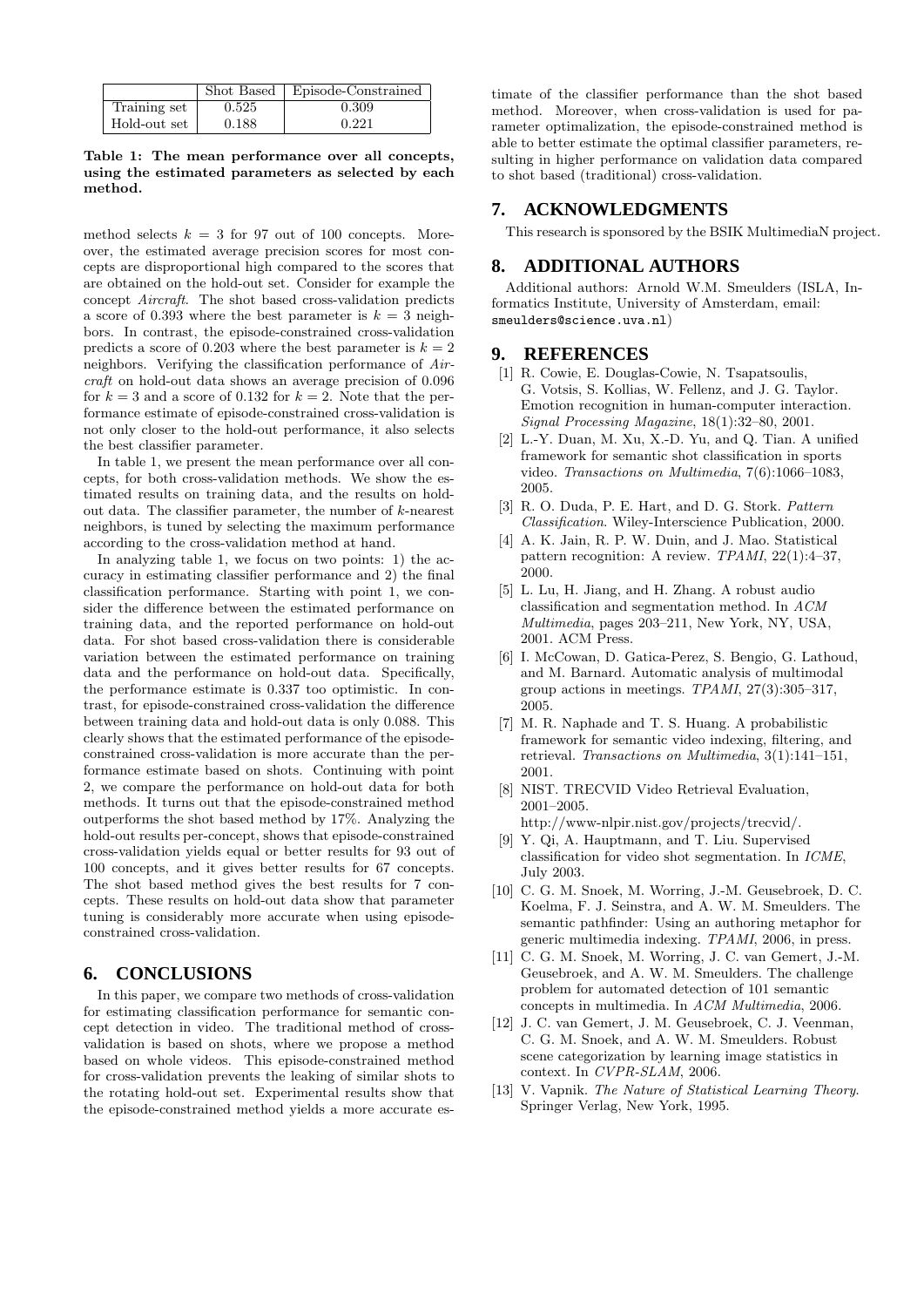| | Shot Based | Episode-Constrained |
|---|---|---|
| Training set | 0.525 | 0.309 |
| Hold-out set | 0.188 | 0.221 |

**Table 1: The mean performance over all concepts, using the estimated parameters as selected by each method.**

method selects $k = 3$ for 97 out of 100 concepts. Moreover, the estimated average precision scores for most concepts are disproportional high compared to the scores that are obtained on the hold-out set. Consider for example the concept *Aircraft*. The shot based cross-validation predicts a score of 0.393 where the best parameter is $k = 3$ neighbors. In contrast, the episode-constrained cross-validation predicts a score of 0.203 where the best parameter is $k = 2$ neighbors. Verifying the classification performance of *Aircraft* on hold-out data shows an average precision of 0.096 for $k = 3$ and a score of 0.132 for $k = 2$. Note that the performance estimate of episode-constrained cross-validation is not only closer to the hold-out performance, it also selects the best classifier parameter.

In table 1, we present the mean performance over all concepts, for both cross-validation methods. We show the estimated results on training data, and the results on hold-out data. The classifier parameter, the number of $k$-nearest neighbors, is tuned by selecting the maximum performance according to the cross-validation method at hand.

In analyzing table 1, we focus on two points: 1) the accuracy in estimating classifier performance and 2) the final classification performance. Starting with point 1, we consider the difference between the estimated performance on training data, and the reported performance on hold-out data. For shot based cross-validation there is considerable variation between the estimated performance on training data and the performance on hold-out data. Specifically, the performance estimate is 0.337 too optimistic. In contrast, for episode-constrained cross-validation the difference between training data and hold-out data is only 0.088. This clearly shows that the estimated performance of the episode-constrained cross-validation is more accurate than the performance estimate based on shots. Continuing with point 2, we compare the performance on hold-out data for both methods. It turns out that the episode-constrained method outperforms the shot based method by 17%. Analyzing the hold-out results per-concept, shows that episode-constrained cross-validation yields equal or better results for 93 out of 100 concepts, and it gives better results for 67 concepts. The shot based method gives the best results for 7 concepts. These results on hold-out data show that parameter tuning is considerably more accurate when using episode-constrained cross-validation.

## 6. CONCLUSIONS

In this paper, we compare two methods of cross-validation for estimating classification performance for semantic concept detection in video. The traditional method of cross-validation is based on shots, where we propose a method based on whole videos. This episode-constrained method for cross-validation prevents the leaking of similar shots to the rotating hold-out set. Experimental results show that the episode-constrained method yields a more accurate estimate of the classifier performance than the shot based method. Moreover, when cross-validation is used for parameter optimalization, the episode-constrained method is able to better estimate the optimal classifier parameters, resulting in higher performance on validation data compared to shot based (traditional) cross-validation.

## 7. ACKNOWLEDGMENTS

This research is sponsored by the BSIK MultimediaN project.

## 8. ADDITIONAL AUTHORS

Additional authors: Arnold W.M. Smeulders (ISLA, Informatics Institute, University of Amsterdam, email: smeulders@science.uva.nl)

## 9. REFERENCES

[1] R. Cowie, E. Douglas-Cowie, N. Tsapatsoulis, G. Votsis, S. Kollias, W. Fellenz, and J. G. Taylor. Emotion recognition in human-computer interaction. *Signal Processing Magazine*, 18(1):32–80, 2001.

[2] L.-Y. Duan, M. Xu, X.-D. Yu, and Q. Tian. A unified framework for semantic shot classification in sports video. *Transactions on Multimedia*, 7(6):1066–1083, 2005.

[3] R. O. Duda, P. E. Hart, and D. G. Stork. *Pattern Classification*. Wiley-Interscience Publication, 2000.

[4] A. K. Jain, R. P. W. Duin, and J. Mao. Statistical pattern recognition: A review. *TPAMI*, 22(1):4–37, 2000.

[5] L. Lu, H. Jiang, and H. Zhang. A robust audio classification and segmentation method. In *ACM Multimedia*, pages 203–211, New York, NY, USA, 2001. ACM Press.

[6] I. McCowan, D. Gatica-Perez, S. Bengio, G. Lathoud, and M. Barnard. Automatic analysis of multimodal group actions in meetings. *TPAMI*, 27(3):305–317, 2005.

[7] M. R. Naphade and T. S. Huang. A probabilistic framework for semantic video indexing, filtering, and retrieval. *Transactions on Multimedia*, 3(1):141–151, 2001.

[8] NIST. TRECVID Video Retrieval Evaluation, 2001–2005. http://www-nlpir.nist.gov/projects/trecvid/.

[9] Y. Qi, A. Hauptmann, and T. Liu. Supervised classification for video shot segmentation. In *ICME*, July 2003.

[10] C. G. M. Snoek, M. Worring, J.-M. Geusebroek, D. C. Koelma, F. J. Seinstra, and A. W. M. Smeulders. The semantic pathfinder: Using an authoring metaphor for generic multimedia indexing. *TPAMI*, 2006, in press.

[11] C. G. M. Snoek, M. Worring, J. C. van Gemert, J.-M. Geusebroek, and A. W. M. Smeulders. The challenge problem for automated detection of 101 semantic concepts in multimedia. In *ACM Multimedia*, 2006.

[12] J. C. van Gemert, J. M. Geusebroek, C. J. Veenman, C. G. M. Snoek, and A. W. M. Smeulders. Robust scene categorization by learning image statistics in context. In *CVPR-SLAM*, 2006.

[13] V. Vapnik. *The Nature of Statistical Learning Theory*. Springer Verlag, New York, 1995.